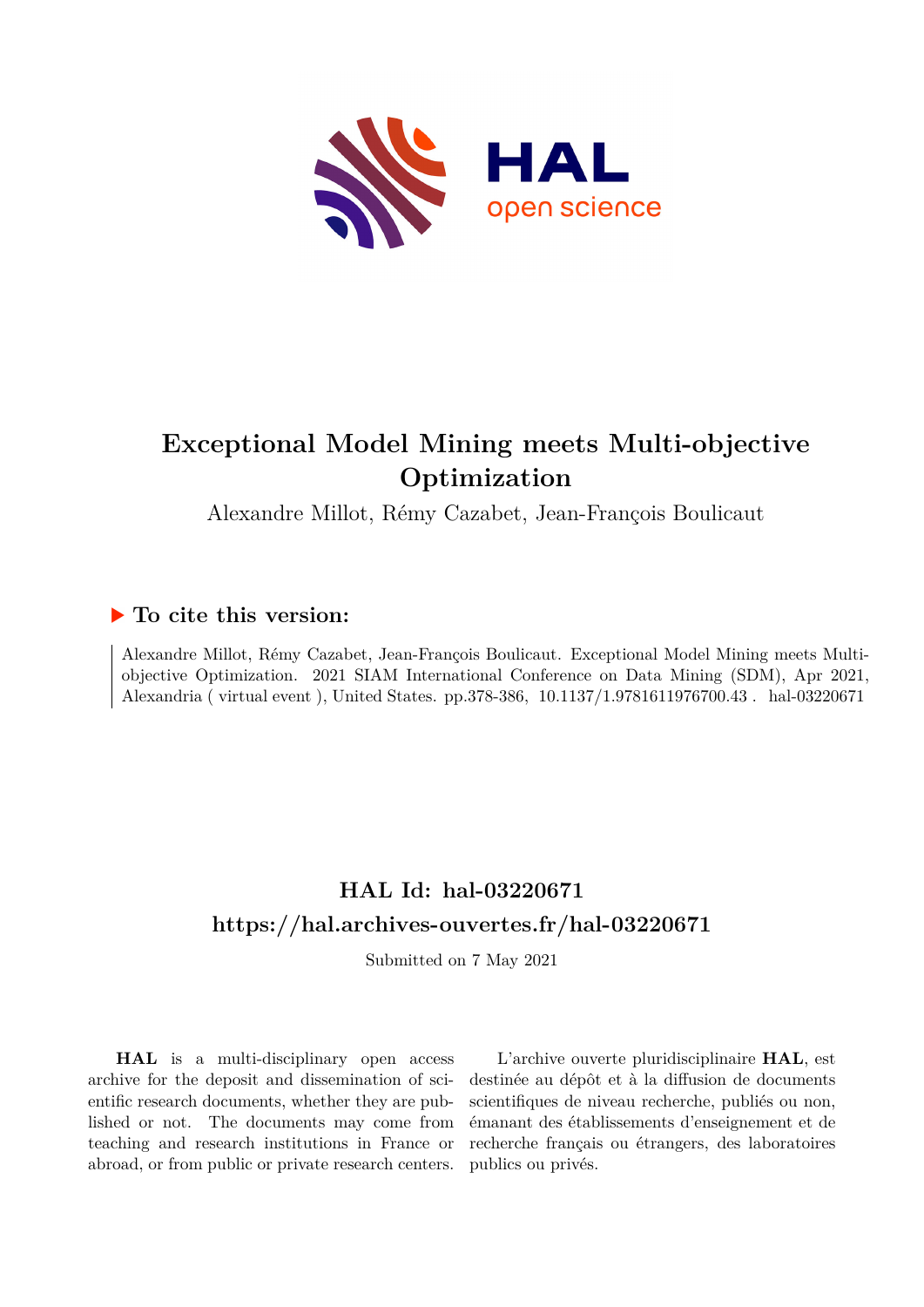# Exceptional Model Mining meets Multi-objective Optimization

Alexandre Millot, Rémy Cazabet, Jean-François Boulicaut

## ▶ To cite this version:

Alexandre Millot, Rémy Cazabet, Jean-François Boulicaut. Exceptional Model Mining meets Multi-objective Optimization. 2021 SIAM International Conference on Data Mining (SDM), Apr 2021, Alexandria ( virtual event ), United States. pp.378-386, 10.1137/1.9781611976700.43 . hal-03220671

## HAL Id: hal-03220671

## https://hal.archives-ouvertes.fr/hal-03220671

Submitted on 7 May 2021

**HAL** is a multi-disciplinary open access archive for the deposit and dissemination of scientific research documents, whether they are published or not. The documents may come from teaching and research institutions in France or abroad, or from public or private research centers.

L'archive ouverte pluridisciplinaire **HAL**, est destinée au dépôt et à la diffusion de documents scientifiques de niveau recherche, publiés ou non, émanant des établissements d'enseignement et de recherche français ou étrangers, des laboratoires publics ou privés.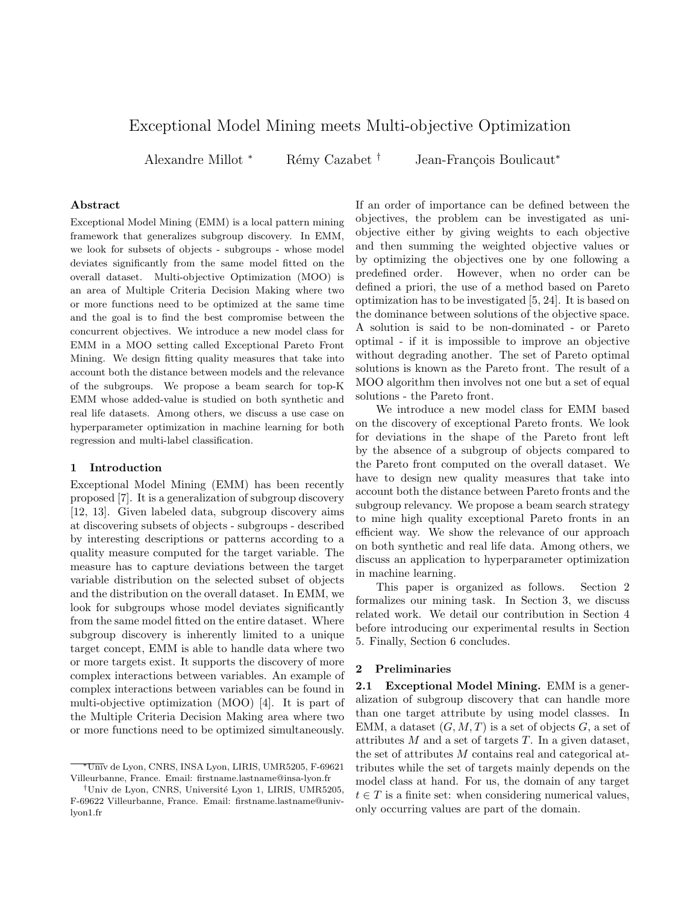# Exceptional Model Mining meets Multi-objective Optimization

Alexandre Millot [*] Rémy Cazabet [†] Jean-François Boulicaut[*]

### Abstract

Exceptional Model Mining (EMM) is a local pattern mining framework that generalizes subgroup discovery. In EMM, we look for subsets of objects - subgroups - whose model deviates significantly from the same model fitted on the overall dataset. Multi-objective Optimization (MOO) is an area of Multiple Criteria Decision Making where two or more functions need to be optimized at the same time and the goal is to find the best compromise between the concurrent objectives. We introduce a new model class for EMM in a MOO setting called Exceptional Pareto Front Mining. We design fitting quality measures that take into account both the distance between models and the relevance of the subgroups. We propose a beam search for top-K EMM whose added-value is studied on both synthetic and real life datasets. Among others, we discuss a use case on hyperparameter optimization in machine learning for both regression and multi-label classification.

## 1 Introduction

Exceptional Model Mining (EMM) has been recently proposed [7]. It is a generalization of subgroup discovery [12, 13]. Given labeled data, subgroup discovery aims at discovering subsets of objects - subgroups - described by interesting descriptions or patterns according to a quality measure computed for the target variable. The measure has to capture deviations between the target variable distribution on the selected subset of objects and the distribution on the overall dataset. In EMM, we look for subgroups whose model deviates significantly from the same model fitted on the entire dataset. Where subgroup discovery is inherently limited to a unique target concept, EMM is able to handle data where two or more targets exist. It supports the discovery of more complex interactions between variables. An example of complex interactions between variables can be found in multi-objective optimization (MOO) [4]. It is part of the Multiple Criteria Decision Making area where two or more functions need to be optimized simultaneously. If an order of importance can be defined between the objectives, the problem can be investigated as uni-objective either by giving weights to each objective and then summing the weighted objective values or by optimizing the objectives one by one following a predefined order. However, when no order can be defined a priori, the use of a method based on Pareto optimization has to be investigated [5, 24]. It is based on the dominance between solutions of the objective space. A solution is said to be non-dominated - or Pareto optimal - if it is impossible to improve an objective without degrading another. The set of Pareto optimal solutions is known as the Pareto front. The result of a MOO algorithm then involves not one but a set of equal solutions - the Pareto front.

We introduce a new model class for EMM based on the discovery of exceptional Pareto fronts. We look for deviations in the shape of the Pareto front left by the absence of a subgroup of objects compared to the Pareto front computed on the overall dataset. We have to design new quality measures that take into account both the distance between Pareto fronts and the subgroup relevancy. We propose a beam search strategy to mine high quality exceptional Pareto fronts in an efficient way. We show the relevance of our approach on both synthetic and real life data. Among others, we discuss an application to hyperparameter optimization in machine learning.

This paper is organized as follows. Section 2 formalizes our mining task. In Section 3, we discuss related work. We detail our contribution in Section 4 before introducing our experimental results in Section 5. Finally, Section 6 concludes.

## 2 Preliminaries

**2.1 Exceptional Model Mining.** EMM is a generalization of subgroup discovery that can handle more than one target attribute by using model classes. In EMM, a dataset $(G, M, T)$ is a set of objects $G$, a set of attributes $M$ and a set of targets $T$. In a given dataset, the set of attributes $M$ contains real and categorical attributes while the set of targets mainly depends on the model class at hand. For us, the domain of any target $t \in T$ is a finite set: when considering numerical values, only occurring values are part of the domain.

[*] Univ de Lyon, CNRS, INSA Lyon, LIRIS, UMR5205, F-69621 Villeurbanne, France. Email: firstname.lastname@insa-lyon.fr

[†] Univ de Lyon, CNRS, Université Lyon 1, LIRIS, UMR5205, F-69622 Villeurbanne, France. Email: firstname.lastname@univ-lyon1.fr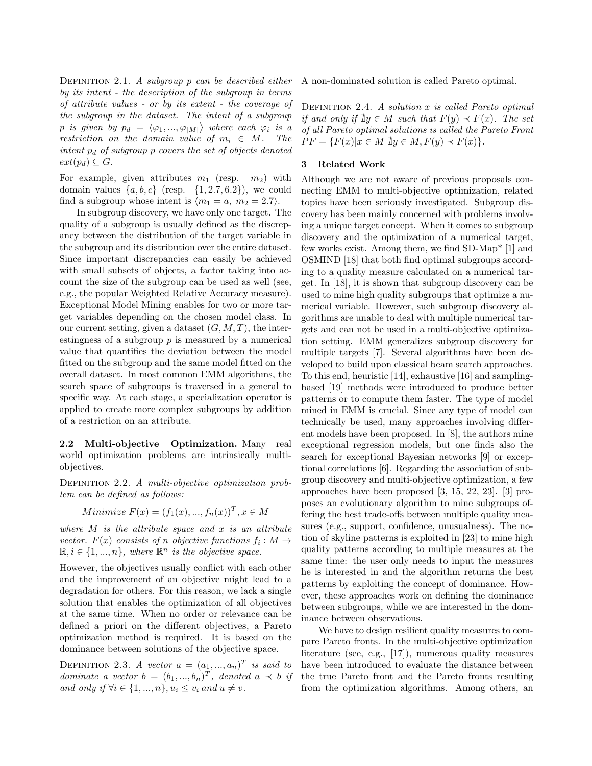Definition 2.1. *A subgroup $p$ can be described either by its intent - the description of the subgroup in terms of attribute values - or by its extent - the coverage of the subgroup in the dataset. The intent of a subgroup $p$ is given by $p_d = \langle \varphi_1, ..., \varphi_{|M|} \rangle$ where each $\varphi_i$ is a restriction on the domain value of $m_i \in M$. The intent $p_d$ of subgroup $p$ covers the set of objects denoted $ext(p_d) \subseteq G$.*

For example, given attributes $m_1$ (resp. $m_2$) with domain values $\{a, b, c\}$ (resp. $\{1, 2.7, 6.2\}$), we could find a subgroup whose intent is $\langle m_1 = a,\ m_2 = 2.7 \rangle$.

In subgroup discovery, we have only one target. The quality of a subgroup is usually defined as the discrepancy between the distribution of the target variable in the subgroup and its distribution over the entire dataset. Since important discrepancies can easily be achieved with small subsets of objects, a factor taking into account the size of the subgroup can be used as well (see, e.g., the popular Weighted Relative Accuracy measure). Exceptional Model Mining enables for two or more target variables depending on the chosen model class. In our current setting, given a dataset $(G, M, T)$, the interestingness of a subgroup $p$ is measured by a numerical value that quantifies the deviation between the model fitted on the subgroup and the same model fitted on the overall dataset. In most common EMM algorithms, the search space of subgroups is traversed in a general to specific way. At each stage, a specialization operator is applied to create more complex subgroups by addition of a restriction on an attribute.

### 2.2 Multi-objective Optimization.

Many real world optimization problems are intrinsically multi-objectives.

Definition 2.2. *A multi-objective optimization problem can be defined as follows:*

$$Minimize\ F(x) = (f_1(x), ..., f_n(x))^T, x \in M$$

*where $M$ is the attribute space and $x$ is an attribute vector. $F(x)$ consists of $n$ objective functions $f_i : M \rightarrow \mathbb{R}, i \in \{1, ..., n\}$, where $\mathbb{R}^n$ is the objective space.*

However, the objectives usually conflict with each other and the improvement of an objective might lead to a degradation for others. For this reason, we lack a single solution that enables the optimization of all objectives at the same time. When no order or relevance can be defined a priori on the different objectives, a Pareto optimization method is required. It is based on the dominance between solutions of the objective space.

Definition 2.3. *A vector $a = (a_1, ..., a_n)^T$ is said to dominate a vector $b = (b_1, ..., b_n)^T$, denoted $a \prec b$ if and only if $\forall i \in \{1, ..., n\}, u_i \leq v_i$ and $u \neq v$.*

A non-dominated solution is called Pareto optimal.

Definition 2.4. *A solution $x$ is called Pareto optimal if and only if $\nexists y \in M$ such that $F(y) \prec F(x)$. The set of all Pareto optimal solutions is called the Pareto Front $PF = \{F(x) | x \in M | \nexists y \in M, F(y) \prec F(x)\}$.*

## 3 Related Work

Although we are not aware of previous proposals connecting EMM to multi-objective optimization, related topics have been seriously investigated. Subgroup discovery has been mainly concerned with problems involving a unique target concept. When it comes to subgroup discovery and the optimization of a numerical target, few works exist. Among them, we find SD-Map* [1] and OSMIND [18] that both find optimal subgroups according to a quality measure calculated on a numerical target. In [18], it is shown that subgroup discovery can be used to mine high quality subgroups that optimize a numerical variable. However, such subgroup discovery algorithms are unable to deal with multiple numerical targets and can not be used in a multi-objective optimization setting. EMM generalizes subgroup discovery for multiple targets [7]. Several algorithms have been developed to build upon classical beam search approaches. To this end, heuristic [14], exhaustive [16] and sampling-based [19] methods were introduced to produce better patterns or to compute them faster. The type of model mined in EMM is crucial. Since any type of model can technically be used, many approaches involving different models have been proposed. In [8], the authors mine exceptional regression models, but one finds also the search for exceptional Bayesian networks [9] or exceptional correlations [6]. Regarding the association of subgroup discovery and multi-objective optimization, a few approaches have been proposed [3, 15, 22, 23]. [3] proposes an evolutionary algorithm to mine subgroups offering the best trade-offs between multiple quality measures (e.g., support, confidence, unusualness). The notion of skyline patterns is exploited in [23] to mine high quality patterns according to multiple measures at the same time: the user only needs to input the measures he is interested in and the algorithm returns the best patterns by exploiting the concept of dominance. However, these approaches work on defining the dominance between subgroups, while we are interested in the dominance between observations.

We have to design resilient quality measures to compare Pareto fronts. In the multi-objective optimization literature (see, e.g., [17]), numerous quality measures have been introduced to evaluate the distance between the true Pareto front and the Pareto fronts resulting from the optimization algorithms. Among others, an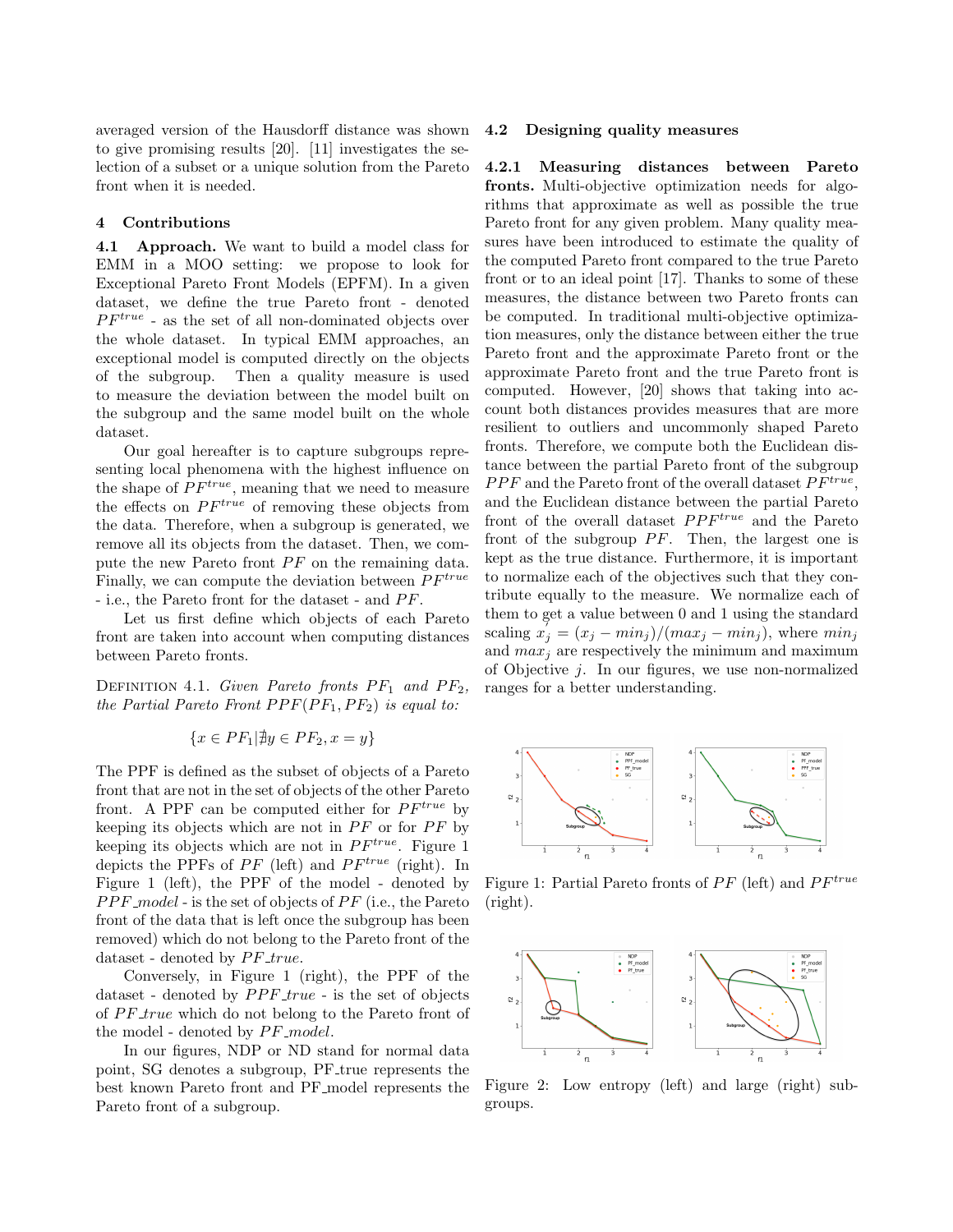averaged version of the Hausdorff distance was shown to give promising results [20]. [11] investigates the selection of a subset or a unique solution from the Pareto front when it is needed.

## 4 Contributions

**4.1 Approach.** We want to build a model class for EMM in a MOO setting: we propose to look for Exceptional Pareto Front Models (EPFM). In a given dataset, we define the true Pareto front - denoted $PF^{true}$ - as the set of all non-dominated objects over the whole dataset. In typical EMM approaches, an exceptional model is computed directly on the objects of the subgroup. Then a quality measure is used to measure the deviation between the model built on the subgroup and the same model built on the whole dataset.

Our goal hereafter is to capture subgroups representing local phenomena with the highest influence on the shape of $PF^{true}$, meaning that we need to measure the effects on $PF^{true}$ of removing these objects from the data. Therefore, when a subgroup is generated, we remove all its objects from the dataset. Then, we compute the new Pareto front $PF$ on the remaining data. Finally, we can compute the deviation between $PF^{true}$ - i.e., the Pareto front for the dataset - and $PF$.

Let us first define which objects of each Pareto front are taken into account when computing distances between Pareto fronts.

Definition 4.1. *Given Pareto fronts $PF_1$ and $PF_2$, the Partial Pareto Front $PPF(PF_1, PF_2)$ is equal to:*

$$\{x \in PF_1 | \nexists y \in PF_2, x = y\}$$

The PPF is defined as the subset of objects of a Pareto front that are not in the set of objects of the other Pareto front. A PPF can be computed either for $PF^{true}$ by keeping its objects which are not in $PF$ or for $PF$ by keeping its objects which are not in $PF^{true}$. Figure 1 depicts the PPFs of $PF$ (left) and $PF^{true}$ (right). In Figure 1 (left), the PPF of the model - denoted by $PPF\_model$ - is the set of objects of $PF$ (i.e., the Pareto front of the data that is left once the subgroup has been removed) which do not belong to the Pareto front of the dataset - denoted by $PF\_true$.

Conversely, in Figure 1 (right), the PPF of the dataset - denoted by $PPF\_true$ - is the set of objects of $PF\_true$ which do not belong to the Pareto front of the model - denoted by $PF\_model$.

In our figures, NDP or ND stand for normal data point, SG denotes a subgroup, PF_true represents the best known Pareto front and PF_model represents the Pareto front of a subgroup.

### 4.2 Designing quality measures

**4.2.1 Measuring distances between Pareto fronts.** Multi-objective optimization needs for algorithms that approximate as well as possible the true Pareto front for any given problem. Many quality measures have been introduced to estimate the quality of the computed Pareto front compared to the true Pareto front or to an ideal point [17]. Thanks to some of these measures, the distance between two Pareto fronts can be computed. In traditional multi-objective optimization measures, only the distance between either the true Pareto front and the approximate Pareto front or the approximate Pareto front and the true Pareto front is computed. However, [20] shows that taking into account both distances provides measures that are more resilient to outliers and uncommonly shaped Pareto fronts. Therefore, we compute both the Euclidean distance between the partial Pareto front of the subgroup $PPF$ and the Pareto front of the overall dataset $PF^{true}$, and the Euclidean distance between the partial Pareto front of the overall dataset $PPF^{true}$ and the Pareto front of the subgroup $PF$. Then, the largest one is kept as the true distance. Furthermore, it is important to normalize each of the objectives such that they contribute equally to the measure. We normalize each of them to get a value between 0 and 1 using the standard scaling $x_j' = (x_j - min_j)/(max_j - min_j)$, where $min_j$ and $max_j$ are respectively the minimum and maximum of Objective $j$. In our figures, we use non-normalized ranges for a better understanding.

Figure 1: Partial Pareto fronts of $PF$ (left) and $PF^{true}$ (right).

Figure 2: Low entropy (left) and large (right) subgroups.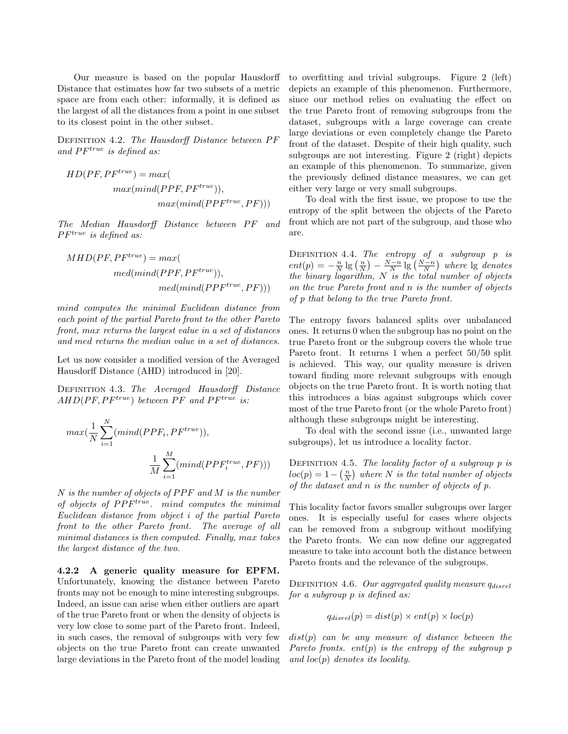Our measure is based on the popular Hausdorff Distance that estimates how far two subsets of a metric space are from each other: informally, it is defined as the largest of all the distances from a point in one subset to its closest point in the other subset.

Definition 4.2. *The Hausdorff Distance between $PF$ and $PF^{true}$ is defined as:*

$$HD(PF, PF^{true}) = max(\; max(mind(PPF, PF^{true})),\; max(mind(PPF^{true}, PF)))$$

*The Median Hausdorff Distance between $PF$ and $PF^{true}$ is defined as:*

$$MHD(PF, PF^{true}) = max(\; med(mind(PPF, PF^{true})),\; med(mind(PPF^{true}, PF)))$$

*mind computes the minimal Euclidean distance from each point of the partial Pareto front to the other Pareto front, max returns the largest value in a set of distances and med returns the median value in a set of distances.*

Let us now consider a modified version of the Averaged Hausdorff Distance (AHD) introduced in [20].

Definition 4.3. *The Averaged Hausdorff Distance $AHD(PF, PF^{true})$ between $PF$ and $PF^{true}$ is:*

$$max(\frac{1}{N}\sum_{i=1}^{N}(mind(PPF_i, PF^{true})),\; \frac{1}{M}\sum_{i=1}^{M}(mind(PPF_i^{true}, PF)))$$

*$N$ is the number of objects of $PPF$ and $M$ is the number of objects of $PPF^{true}$. mind computes the minimal Euclidean distance from object $i$ of the partial Pareto front to the other Pareto front. The average of all minimal distances is then computed. Finally, max takes the largest distance of the two.*

#### 4.2.2 A generic quality measure for EPFM.

Unfortunately, knowing the distance between Pareto fronts may not be enough to mine interesting subgroups. Indeed, an issue can arise when either outliers are apart of the true Pareto front or when the density of objects is very low close to some part of the Pareto front. Indeed, in such cases, the removal of subgroups with very few objects on the true Pareto front can create unwanted large deviations in the Pareto front of the model leading to overfitting and trivial subgroups. Figure 2 (left) depicts an example of this phenomenon. Furthermore, since our method relies on evaluating the effect on the true Pareto front of removing subgroups from the dataset, subgroups with a large coverage can create large deviations or even completely change the Pareto front of the dataset. Despite of their high quality, such subgroups are not interesting. Figure 2 (right) depicts an example of this phenomenon. To summarize, given the previously defined distance measures, we can get either very large or very small subgroups.

To deal with the first issue, we propose to use the entropy of the split between the objects of the Pareto front which are not part of the subgroup, and those who are.

Definition 4.4. *The entropy of a subgroup $p$ is $ent(p) = -\frac{n}{N}\lg\left(\frac{n}{N}\right) - \frac{N-n}{N}\lg\left(\frac{N-n}{N}\right)$ where $\lg$ denotes the binary logarithm, $N$ is the total number of objects on the true Pareto front and $n$ is the number of objects of $p$ that belong to the true Pareto front.*

The entropy favors balanced splits over unbalanced ones. It returns 0 when the subgroup has no point on the true Pareto front or the subgroup covers the whole true Pareto front. It returns 1 when a perfect 50/50 split is achieved. This way, our quality measure is driven toward finding more relevant subgroups with enough objects on the true Pareto front. It is worth noting that this introduces a bias against subgroups which cover most of the true Pareto front (or the whole Pareto front) although these subgroups might be interesting.

To deal with the second issue (i.e., unwanted large subgroups), let us introduce a locality factor.

Definition 4.5. *The locality factor of a subgroup $p$ is $loc(p) = 1 - \left(\frac{n}{N}\right)$ where $N$ is the total number of objects of the dataset and $n$ is the number of objects of $p$.*

This locality factor favors smaller subgroups over larger ones. It is especially useful for cases where objects can be removed from a subgroup without modifying the Pareto fronts. We can now define our aggregated measure to take into account both the distance between Pareto fronts and the relevance of the subgroups.

Definition 4.6. *Our aggregated quality measure $q_{disrel}$ for a subgroup $p$ is defined as:*

$$q_{disrel}(p) = dist(p) \times ent(p) \times loc(p)$$

*$dist(p)$ can be any measure of distance between the Pareto fronts. $ent(p)$ is the entropy of the subgroup $p$ and $loc(p)$ denotes its locality.*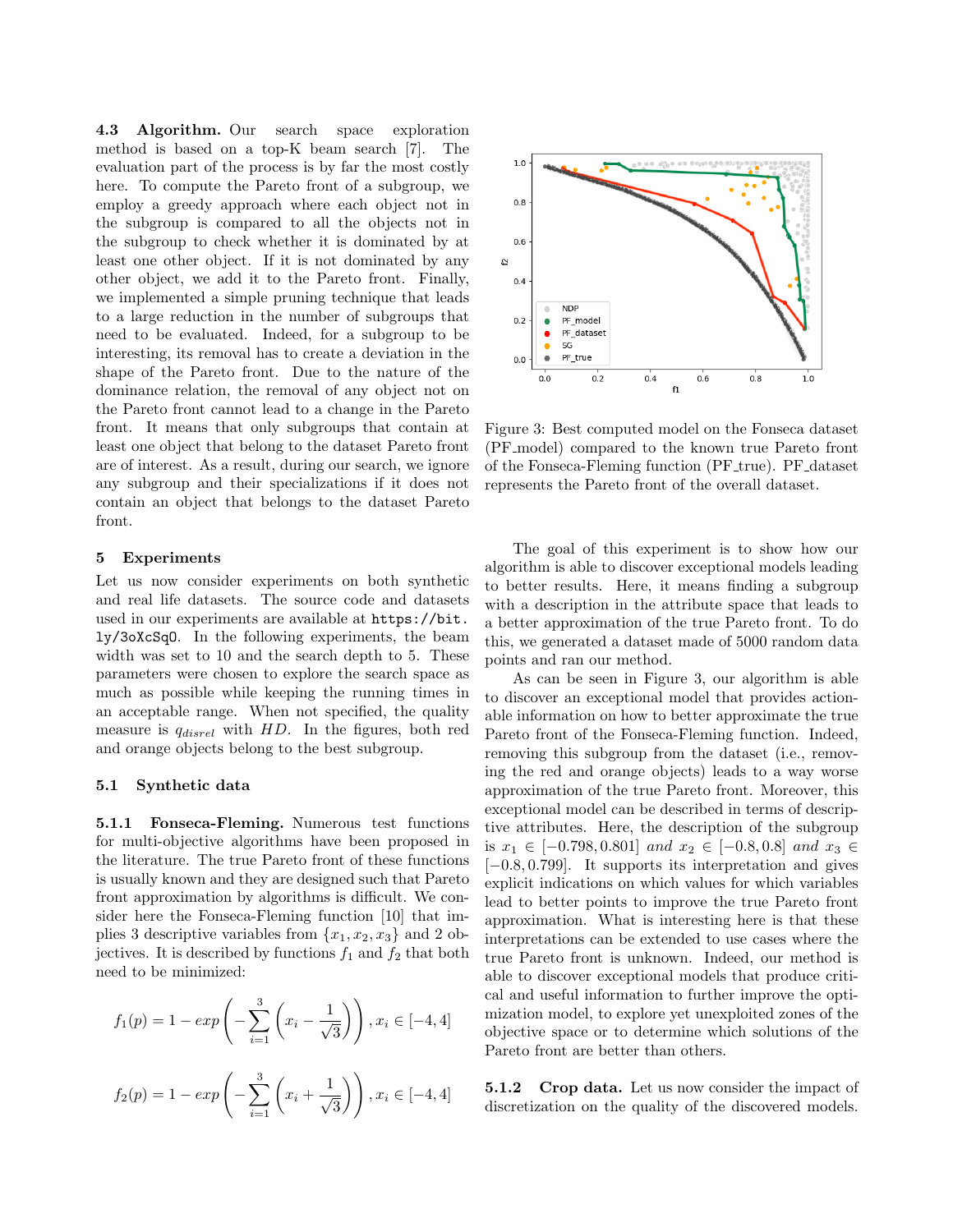**4.3 Algorithm.** Our search space exploration method is based on a top-K beam search [7]. The evaluation part of the process is by far the most costly here. To compute the Pareto front of a subgroup, we employ a greedy approach where each object not in the subgroup is compared to all the objects not in the subgroup to check whether it is dominated by at least one other object. If it is not dominated by any other object, we add it to the Pareto front. Finally, we implemented a simple pruning technique that leads to a large reduction in the number of subgroups that need to be evaluated. Indeed, for a subgroup to be interesting, its removal has to create a deviation in the shape of the Pareto front. Due to the nature of the dominance relation, the removal of any object not on the Pareto front cannot lead to a change in the Pareto front. It means that only subgroups that contain at least one object that belong to the dataset Pareto front are of interest. As a result, during our search, we ignore any subgroup and their specializations if it does not contain an object that belongs to the dataset Pareto front.

## 5 Experiments

Let us now consider experiments on both synthetic and real life datasets. The source code and datasets used in our experiments are available at `https://bit.ly/3oXcSqO`. In the following experiments, the beam width was set to 10 and the search depth to 5. These parameters were chosen to explore the search space as much as possible while keeping the running times in an acceptable range. When not specified, the quality measure is $q_{disrel}$ with $HD$. In the figures, both red and orange objects belong to the best subgroup.

### 5.1 Synthetic data

**5.1.1 Fonseca-Fleming.** Numerous test functions for multi-objective algorithms have been proposed in the literature. The true Pareto front of these functions is usually known and they are designed such that Pareto front approximation by algorithms is difficult. We consider here the Fonseca-Fleming function [10] that implies 3 descriptive variables from $\{x_1, x_2, x_3\}$ and 2 objectives. It is described by functions $f_1$ and $f_2$ that both need to be minimized:

$$f_1(p) = 1 - exp\left(-\sum_{i=1}^{3}\left(x_i - \frac{1}{\sqrt{3}}\right)\right), x_i \in [-4, 4]$$

$$f_2(p) = 1 - exp\left(-\sum_{i=1}^{3}\left(x_i + \frac{1}{\sqrt{3}}\right)\right), x_i \in [-4, 4]$$

Figure 3: Best computed model on the Fonseca dataset (PF_model) compared to the known true Pareto front of the Fonseca-Fleming function (PF_true). PF_dataset represents the Pareto front of the overall dataset.

The goal of this experiment is to show how our algorithm is able to discover exceptional models leading to better results. Here, it means finding a subgroup with a description in the attribute space that leads to a better approximation of the true Pareto front. To do this, we generated a dataset made of 5000 random data points and ran our method.

As can be seen in Figure 3, our algorithm is able to discover an exceptional model that provides actionable information on how to better approximate the true Pareto front of the Fonseca-Fleming function. Indeed, removing this subgroup from the dataset (i.e., removing the red and orange objects) leads to a way worse approximation of the true Pareto front. Moreover, this exceptional model can be described in terms of descriptive attributes. Here, the description of the subgroup is $x_1 \in [-0.798, 0.801]$ *and* $x_2 \in [-0.8, 0.8]$ *and* $x_3 \in [-0.8, 0.799]$. It supports its interpretation and gives explicit indications on which values for which variables lead to better points to improve the true Pareto front approximation. What is interesting here is that these interpretations can be extended to use cases where the true Pareto front is unknown. Indeed, our method is able to discover exceptional models that produce critical and useful information to further improve the optimization model, to explore yet unexploited zones of the objective space or to determine which solutions of the Pareto front are better than others.

**5.1.2 Crop data.** Let us now consider the impact of discretization on the quality of the discovered models.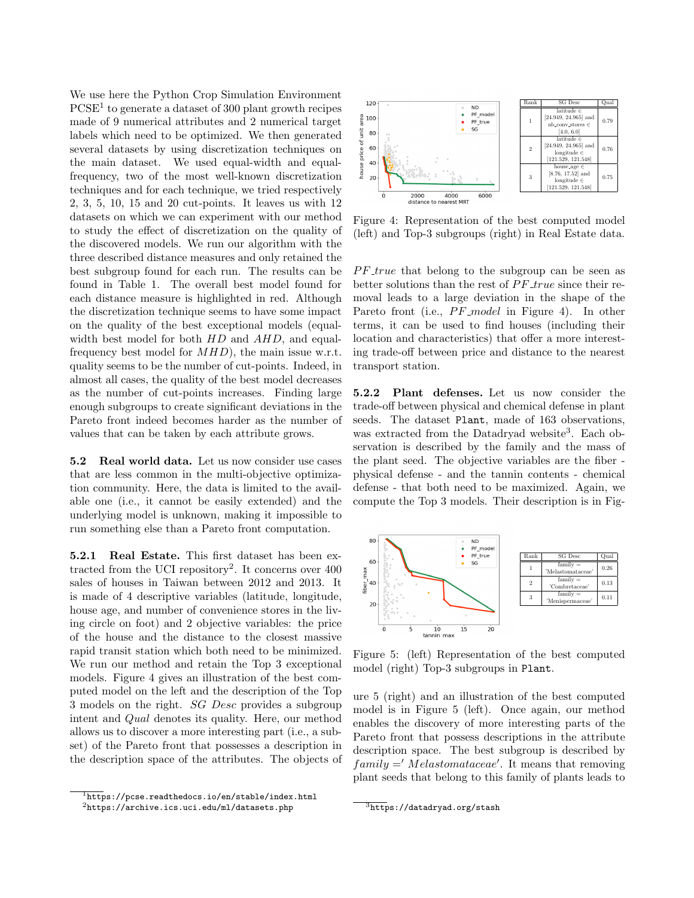We use here the Python Crop Simulation Environment PCSE[1] to generate a dataset of 300 plant growth recipes made of 9 numerical attributes and 2 numerical target labels which need to be optimized. We then generated several datasets by using discretization techniques on the main dataset. We used equal-width and equal-frequency, two of the most well-known discretization techniques and for each technique, we tried respectively 2, 3, 5, 10, 15 and 20 cut-points. It leaves us with 12 datasets on which we can experiment with our method to study the effect of discretization on the quality of the discovered models. We run our algorithm with the three described distance measures and only retained the best subgroup found for each run. The results can be found in Table 1. The overall best model found for each distance measure is highlighted in red. Although the discretization technique seems to have some impact on the quality of the best exceptional models (equal-width best model for both $HD$ and $AHD$, and equal-frequency best model for $MHD$), the main issue w.r.t. quality seems to be the number of cut-points. Indeed, in almost all cases, the quality of the best model decreases as the number of cut-points increases. Finding large enough subgroups to create significant deviations in the Pareto front indeed becomes harder as the number of values that can be taken by each attribute grows.

**5.2 Real world data.** Let us now consider use cases that are less common in the multi-objective optimization community. Here, the data is limited to the available one (i.e., it cannot be easily extended) and the underlying model is unknown, making it impossible to run something else than a Pareto front computation.

**5.2.1 Real Estate.** This first dataset has been extracted from the UCI repository[2]. It concerns over 400 sales of houses in Taiwan between 2012 and 2013. It is made of 4 descriptive variables (latitude, longitude, house age, and number of convenience stores in the living circle on foot) and 2 objective variables: the price of the house and the distance to the closest massive rapid transit station which both need to be minimized. We run our method and retain the Top 3 exceptional models. Figure 4 gives an illustration of the best computed model on the left and the description of the Top 3 models on the right. *SG Desc* provides a subgroup intent and *Qual* denotes its quality. Here, our method allows us to discover a more interesting part (i.e., a subset) of the Pareto front that possesses a description in the description space of the attributes. The objects of

| Rank | SG Desc | Qual |
|---|---|---|
| 1 | latitude ∈ [24.949, 24.965] and nb_conv_stores ∈ [4.0, 6.0] | 0.79 |
| 2 | latitude ∈ [24.949, 24.965] and longitude ∈ [121.529, 121.548] | 0.76 |
| 3 | house_age ∈ [8.76, 17.52] and longitude ∈ [121.529, 121.548] | 0.75 |

Figure 4: Representation of the best computed model (left) and Top-3 subgroups (right) in Real Estate data.

$PF\_true$ that belong to the subgroup can be seen as better solutions than the rest of $PF\_true$ since their removal leads to a large deviation in the shape of the Pareto front (i.e., $PF\_model$ in Figure 4). In other terms, it can be used to find houses (including their location and characteristics) that offer a more interesting trade-off between price and distance to the nearest transport station.

**5.2.2 Plant defenses.** Let us now consider the trade-off between physical and chemical defense in plant seeds. The dataset `Plant`, made of 163 observations, was extracted from the Datadryad website[3]. Each observation is described by the family and the mass of the plant seed. The objective variables are the fiber - physical defense - and the tannin contents - chemical defense - that both need to be maximized. Again, we compute the Top 3 models. Their description is in Figure 5 (right) and an illustration of the best computed model is in Figure 5 (left). Once again, our method enables the discovery of more interesting parts of the Pareto front that possess descriptions in the attribute description space. The best subgroup is described by $family = ' Melastomataceae'$. It means that removing plant seeds that belong to this family of plants leads to

| Rank | SG Desc | Qual |
|---|---|---|
| 1 | family = 'Melastomataceae' | 0.26 |
| 2 | family = 'Combretaceae' | 0.13 |
| 3 | family = 'Menispermaceae' | 0.11 |

Figure 5: (left) Representation of the best computed model (right) Top-3 subgroups in `Plant`.

[1] https://pcse.readthedocs.io/en/stable/index.html
[2] https://archive.ics.uci.edu/ml/datasets.php
[3] https://datadryad.org/stash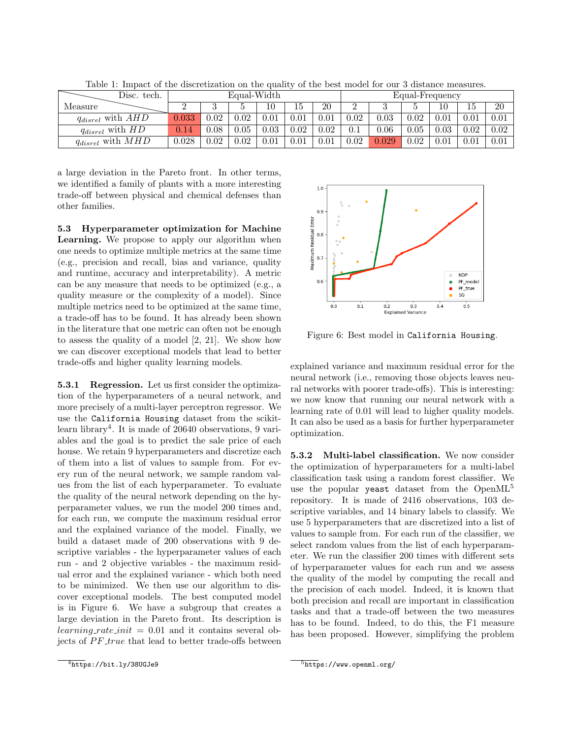Table 1: Impact of the discretization on the quality of the best model for our 3 distance measures.

| Measure \ Disc. tech. | Equal-Width | | | | | | Equal-Frequency | | | | | |
|---|---|---|---|---|---|---|---|---|---|---|---|---|
| | 2 | 3 | 5 | 10 | 15 | 20 | 2 | 3 | 5 | 10 | 15 | 20 |
| $q_{disrel}$ with $AHD$ | 0.033 | 0.02 | 0.02 | 0.01 | 0.01 | 0.01 | 0.02 | 0.03 | 0.02 | 0.01 | 0.01 | 0.01 |
| $q_{disrel}$ with $HD$ | 0.14 | 0.08 | 0.05 | 0.03 | 0.02 | 0.02 | 0.1 | 0.06 | 0.05 | 0.03 | 0.02 | 0.02 |
| $q_{disrel}$ with $MHD$ | 0.028 | 0.02 | 0.02 | 0.01 | 0.01 | 0.01 | 0.02 | 0.029 | 0.02 | 0.01 | 0.01 | 0.01 |

a large deviation in the Pareto front. In other terms, we identified a family of plants with a more interesting trade-off between physical and chemical defenses than other families.

**5.3 Hyperparameter optimization for Machine Learning.** We propose to apply our algorithm when one needs to optimize multiple metrics at the same time (e.g., precision and recall, bias and variance, quality and runtime, accuracy and interpretability). A metric can be any measure that needs to be optimized (e.g., a quality measure or the complexity of a model). Since multiple metrics need to be optimized at the same time, a trade-off has to be found. It has already been shown in the literature that one metric can often not be enough to assess the quality of a model [2, 21]. We show how we can discover exceptional models that lead to better trade-offs and higher quality learning models.

**5.3.1 Regression.** Let us first consider the optimization of the hyperparameters of a neural network, and more precisely of a multi-layer perceptron regressor. We use the `California Housing` dataset from the scikit-learn library[4]. It is made of 20640 observations, 9 variables and the goal is to predict the sale price of each house. We retain 9 hyperparameters and discretize each of them into a list of values to sample from. For every run of the neural network, we sample random values from the list of each hyperparameter. To evaluate the quality of the neural network depending on the hyperparameter values, we run the model 200 times and, for each run, we compute the maximum residual error and the explained variance of the model. Finally, we build a dataset made of 200 observations with 9 descriptive variables - the hyperparameter values of each run - and 2 objective variables - the maximum residual error and the explained variance - which both need to be minimized. We then use our algorithm to discover exceptional models. The best computed model is in Figure 6. We have a subgroup that creates a large deviation in the Pareto front. Its description is $learning\_rate\_init = 0.01$ and it contains several objects of $PF\_true$ that lead to better trade-offs between explained variance and maximum residual error for the neural network (i.e., removing those objects leaves neural networks with poorer trade-offs). This is interesting: we now know that running our neural network with a learning rate of 0.01 will lead to higher quality models. It can also be used as a basis for further hyperparameter optimization.

Figure 6: Best model in `California Housing`.

**5.3.2 Multi-label classification.** We now consider the optimization of hyperparameters for a multi-label classification task using a random forest classifier. We use the popular `yeast` dataset from the OpenML[5] repository. It is made of 2416 observations, 103 descriptive variables, and 14 binary labels to classify. We use 5 hyperparameters that are discretized into a list of values to sample from. For each run of the classifier, we select random values from the list of each hyperparameter. We run the classifier 200 times with different sets of hyperparameter values for each run and we assess the quality of the model by computing the recall and the precision of each model. Indeed, it is known that both precision and recall are important in classification tasks and that a trade-off between the two measures has to be found. Indeed, to do this, the F1 measure has been proposed. However, simplifying the problem

[4] https://bit.ly/38UGJe9

[5] https://www.openml.org/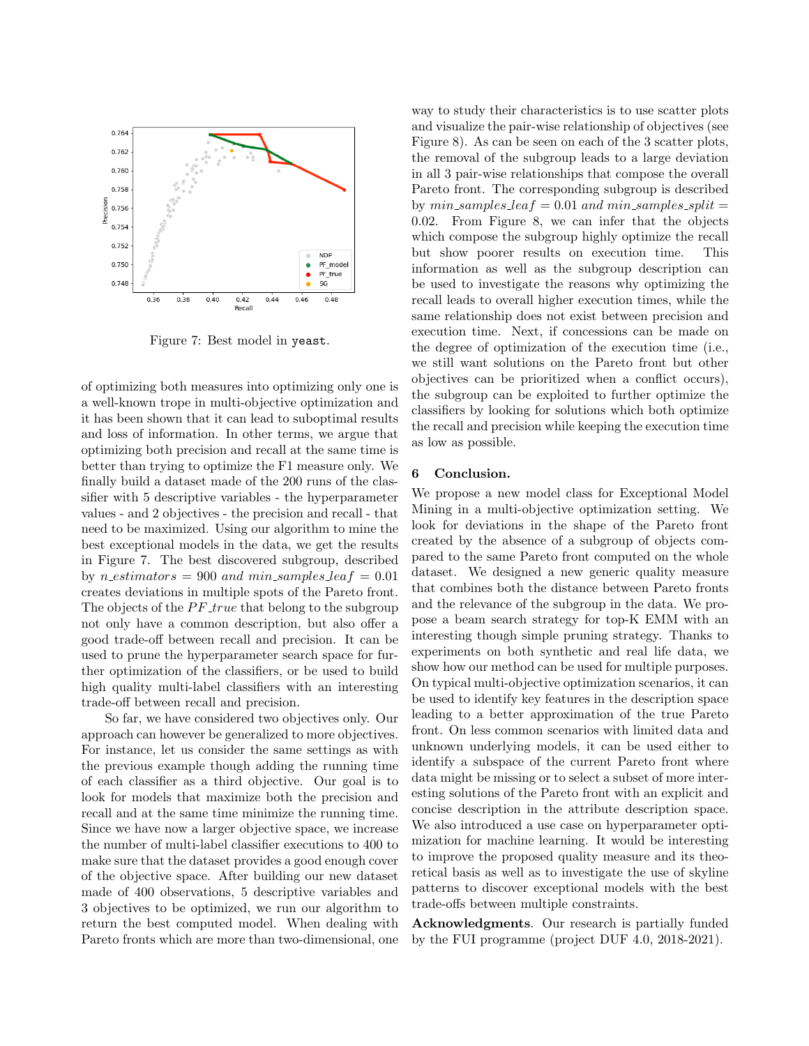Figure 7: Best model in `yeast`.

of optimizing both measures into optimizing only one is a well-known trope in multi-objective optimization and it has been shown that it can lead to suboptimal results and loss of information. In other terms, we argue that optimizing both precision and recall at the same time is better than trying to optimize the F1 measure only. We finally build a dataset made of the 200 runs of the classifier with 5 descriptive variables - the hyperparameter values - and 2 objectives - the precision and recall - that need to be maximized. Using our algorithm to mine the best exceptional models in the data, we get the results in Figure 7. The best discovered subgroup, described by $n\_estimators = 900$ *and* $min\_samples\_leaf = 0.01$ creates deviations in multiple spots of the Pareto front. The objects of the $PF\_true$ that belong to the subgroup not only have a common description, but also offer a good trade-off between recall and precision. It can be used to prune the hyperparameter search space for further optimization of the classifiers, or be used to build high quality multi-label classifiers with an interesting trade-off between recall and precision.

So far, we have considered two objectives only. Our approach can however be generalized to more objectives. For instance, let us consider the same settings as with the previous example though adding the running time of each classifier as a third objective. Our goal is to look for models that maximize both the precision and recall and at the same time minimize the running time. Since we have now a larger objective space, we increase the number of multi-label classifier executions to 400 to make sure that the dataset provides a good enough cover of the objective space. After building our new dataset made of 400 observations, 5 descriptive variables and 3 objectives to be optimized, we run our algorithm to return the best computed model. When dealing with Pareto fronts which are more than two-dimensional, one way to study their characteristics is to use scatter plots and visualize the pair-wise relationship of objectives (see Figure 8). As can be seen on each of the 3 scatter plots, the removal of the subgroup leads to a large deviation in all 3 pair-wise relationships that compose the overall Pareto front. The corresponding subgroup is described by $min\_samples\_leaf = 0.01$ *and* $min\_samples\_split = 0.02$. From Figure 8, we can infer that the objects which compose the subgroup highly optimize the recall but show poorer results on execution time. This information as well as the subgroup description can be used to investigate the reasons why optimizing the recall leads to overall higher execution times, while the same relationship does not exist between precision and execution time. Next, if concessions can be made on the degree of optimization of the execution time (i.e., we still want solutions on the Pareto front but other objectives can be prioritized when a conflict occurs), the subgroup can be exploited to further optimize the classifiers by looking for solutions which both optimize the recall and precision while keeping the execution time as low as possible.

## 6 Conclusion.

We propose a new model class for Exceptional Model Mining in a multi-objective optimization setting. We look for deviations in the shape of the Pareto front created by the absence of a subgroup of objects compared to the same Pareto front computed on the whole dataset. We designed a new generic quality measure that combines both the distance between Pareto fronts and the relevance of the subgroup in the data. We propose a beam search strategy for top-K EMM with an interesting though simple pruning strategy. Thanks to experiments on both synthetic and real life data, we show how our method can be used for multiple purposes. On typical multi-objective optimization scenarios, it can be used to identify key features in the description space leading to a better approximation of the true Pareto front. On less common scenarios with limited data and unknown underlying models, it can be used either to identify a subspace of the current Pareto front where data might be missing or to select a subset of more interesting solutions of the Pareto front with an explicit and concise description in the attribute description space. We also introduced a use case on hyperparameter optimization for machine learning. It would be interesting to improve the proposed quality measure and its theoretical basis as well as to investigate the use of skyline patterns to discover exceptional models with the best trade-offs between multiple constraints.

**Acknowledgments**. Our research is partially funded by the FUI programme (project DUF 4.0, 2018-2021).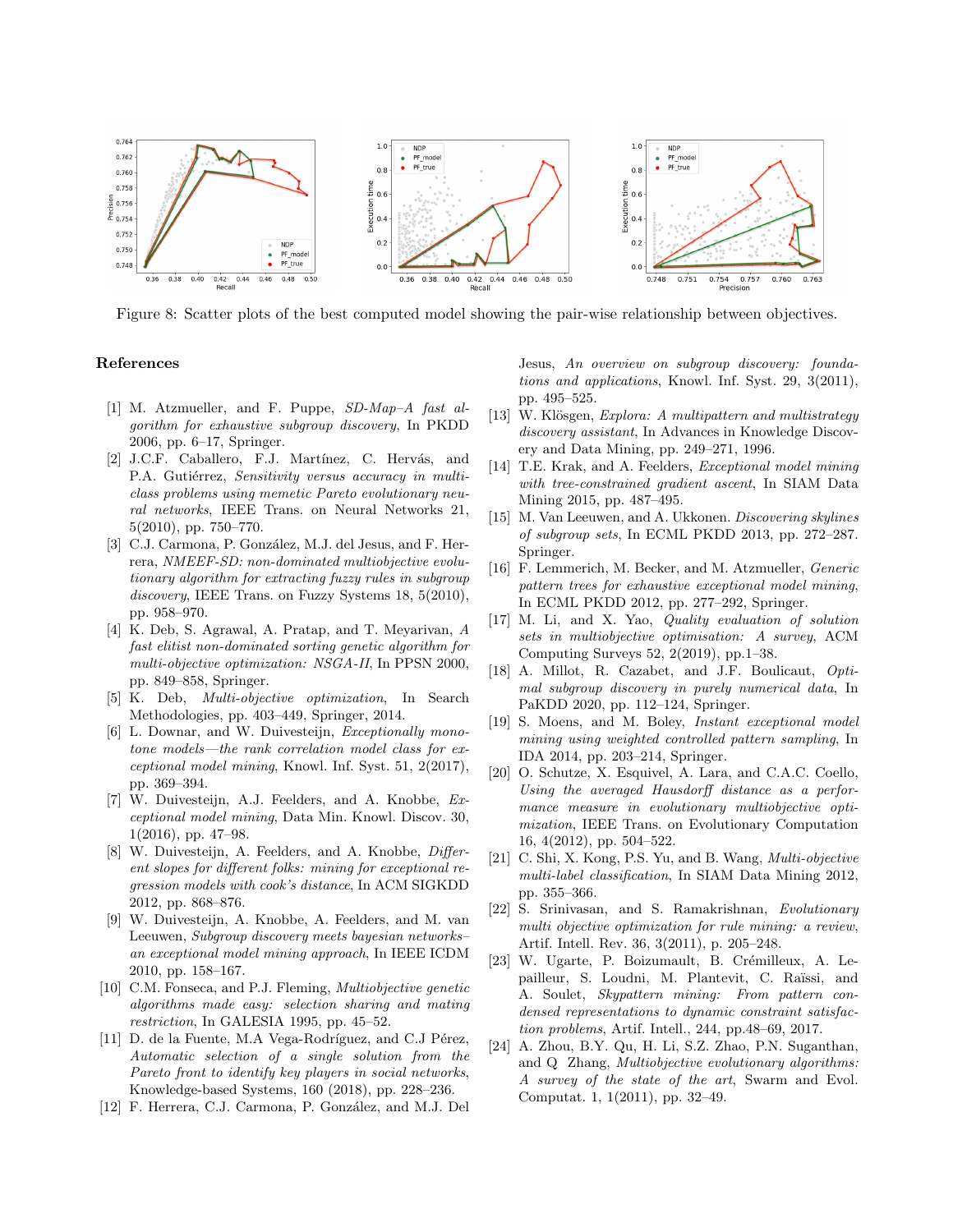NDP
PF_model
PF_true

0.764
0.762
0.760
0.758
0.756
0.754
0.752
0.750
0.748
Precision
0.36 0.38 0.40 0.42 0.44 0.46 0.48 0.50
Recall

1.0
0.8
0.6
0.4
0.2
0.0
Execution time
0.36 0.38 0.40 0.42 0.44 0.46 0.48 0.50
Recall

1.0
0.8
0.6
0.4
0.2
0.0
Execution time
0.748 0.751 0.754 0.757 0.760 0.763
Precision

Figure 8: Scatter plots of the best computed model showing the pair-wise relationship between objectives.

## References

[1] M. Atzmueller, and F. Puppe, *SD-Map–A fast algorithm for exhaustive subgroup discovery*, In PKDD 2006, pp. 6–17, Springer.

[2] J.C.F. Caballero, F.J. Martínez, C. Hervás, and P.A. Gutiérrez, *Sensitivity versus accuracy in multiclass problems using memetic Pareto evolutionary neural networks*, IEEE Trans. on Neural Networks 21, 5(2010), pp. 750–770.

[3] C.J. Carmona, P. González, M.J. del Jesus, and F. Herrera, *NMEEF-SD: non-dominated multiobjective evolutionary algorithm for extracting fuzzy rules in subgroup discovery*, IEEE Trans. on Fuzzy Systems 18, 5(2010), pp. 958–970.

[4] K. Deb, S. Agrawal, A. Pratap, and T. Meyarivan, *A fast elitist non-dominated sorting genetic algorithm for multi-objective optimization: NSGA-II*, In PPSN 2000, pp. 849–858, Springer.

[5] K. Deb, *Multi-objective optimization*, In Search Methodologies, pp. 403–449, Springer, 2014.

[6] L. Downar, and W. Duivesteijn, *Exceptionally monotone models—the rank correlation model class for exceptional model mining*, Knowl. Inf. Syst. 51, 2(2017), pp. 369–394.

[7] W. Duivesteijn, A.J. Feelders, and A. Knobbe, *Exceptional model mining*, Data Min. Knowl. Discov. 30, 1(2016), pp. 47–98.

[8] W. Duivesteijn, A. Feelders, and A. Knobbe, *Different slopes for different folks: mining for exceptional regression models with cook's distance*, In ACM SIGKDD 2012, pp. 868–876.

[9] W. Duivesteijn, A. Knobbe, A. Feelders, and M. van Leeuwen, *Subgroup discovery meets bayesian networks–an exceptional model mining approach*, In IEEE ICDM 2010, pp. 158–167.

[10] C.M. Fonseca, and P.J. Fleming, *Multiobjective genetic algorithms made easy: selection sharing and mating restriction*, In GALESIA 1995, pp. 45–52.

[11] D. de la Fuente, M.A Vega-Rodríguez, and C.J Pérez, *Automatic selection of a single solution from the Pareto front to identify key players in social networks*, Knowledge-based Systems, 160 (2018), pp. 228–236.

[12] F. Herrera, C.J. Carmona, P. González, and M.J. Del Jesus, *An overview on subgroup discovery: foundations and applications*, Knowl. Inf. Syst. 29, 3(2011), pp. 495–525.

[13] W. Klösgen, *Explora: A multipattern and multistrategy discovery assistant*, In Advances in Knowledge Discovery and Data Mining, pp. 249–271, 1996.

[14] T.E. Krak, and A. Feelders, *Exceptional model mining with tree-constrained gradient ascent*, In SIAM Data Mining 2015, pp. 487–495.

[15] M. Van Leeuwen, and A. Ukkonen. *Discovering skylines of subgroup sets*, In ECML PKDD 2013, pp. 272–287. Springer.

[16] F. Lemmerich, M. Becker, and M. Atzmueller, *Generic pattern trees for exhaustive exceptional model mining*, In ECML PKDD 2012, pp. 277–292, Springer.

[17] M. Li, and X. Yao, *Quality evaluation of solution sets in multiobjective optimisation: A survey*, ACM Computing Surveys 52, 2(2019), pp.1–38.

[18] A. Millot, R. Cazabet, and J.F. Boulicaut, *Optimal subgroup discovery in purely numerical data*, In PaKDD 2020, pp. 112–124, Springer.

[19] S. Moens, and M. Boley, *Instant exceptional model mining using weighted controlled pattern sampling*, In IDA 2014, pp. 203–214, Springer.

[20] O. Schutze, X. Esquivel, A. Lara, and C.A.C. Coello, *Using the averaged Hausdorff distance as a performance measure in evolutionary multiobjective optimization*, IEEE Trans. on Evolutionary Computation 16, 4(2012), pp. 504–522.

[21] C. Shi, X. Kong, P.S. Yu, and B. Wang, *Multi-objective multi-label classification*, In SIAM Data Mining 2012, pp. 355–366.

[22] S. Srinivasan, and S. Ramakrishnan, *Evolutionary multi objective optimization for rule mining: a review*, Artif. Intell. Rev. 36, 3(2011), p. 205–248.

[23] W. Ugarte, P. Boizumault, B. Crémilleux, A. Lepailleur, S. Loudni, M. Plantevit, C. Raïssi, and A. Soulet, *Skypattern mining: From pattern condensed representations to dynamic constraint satisfaction problems*, Artif. Intell., 244, pp.48–69, 2017.

[24] A. Zhou, B.Y. Qu, H. Li, S.Z. Zhao, P.N. Suganthan, and Q Zhang, *Multiobjective evolutionary algorithms: A survey of the state of the art*, Swarm and Evol. Computat. 1, 1(2011), pp. 32–49.